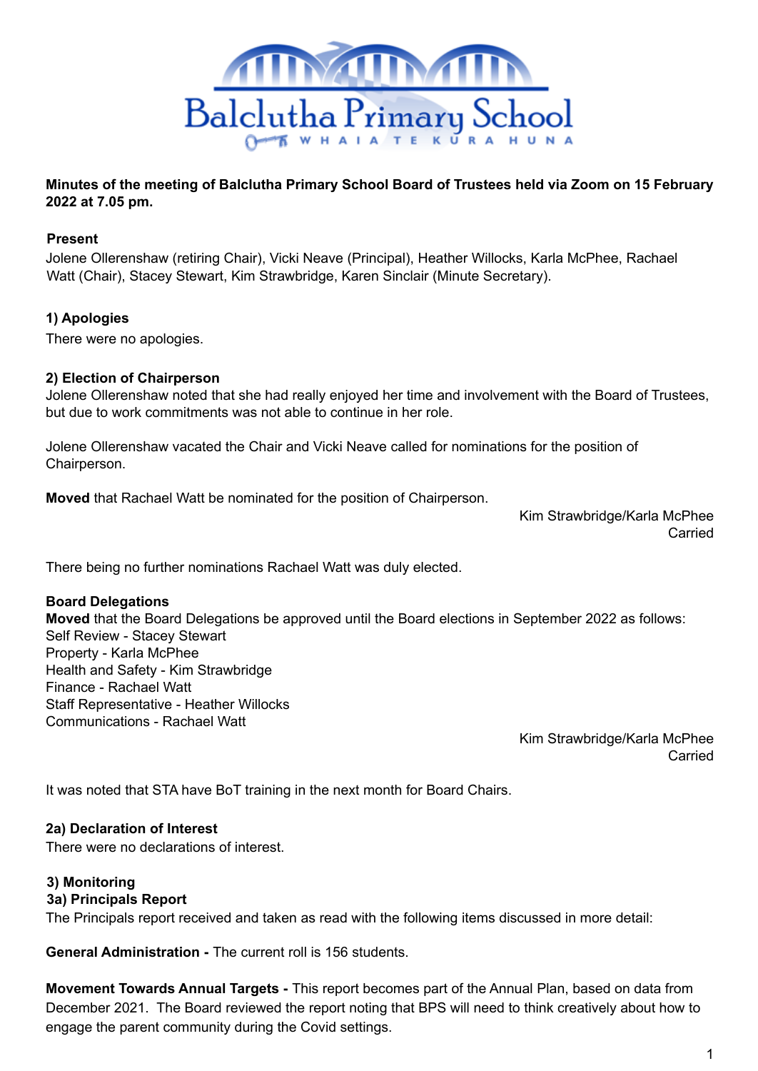Balclutha Primary School

WHAIA TE KURA HUNA

**Minutes of the meeting of Balclutha Primary School Board of Trustees held via Zoom on 15 February 2022 at 7.05 pm.**

**Present**

Jolene Ollerenshaw (retiring Chair), Vicki Neave (Principal), Heather Willocks, Karla McPhee, Rachael Watt (Chair), Stacey Stewart, Kim Strawbridge, Karen Sinclair (Minute Secretary).

**1) Apologies**

There were no apologies.

**2) Election of Chairperson**

Jolene Ollerenshaw noted that she had really enjoyed her time and involvement with the Board of Trustees, but due to work commitments was not able to continue in her role.

Jolene Ollerenshaw vacated the Chair and Vicki Neave called for nominations for the position of Chairperson.

**Moved** that Rachael Watt be nominated for the position of Chairperson.

Kim Strawbridge/Karla McPhee
Carried

There being no further nominations Rachael Watt was duly elected.

**Board Delegations**

**Moved** that the Board Delegations be approved until the Board elections in September 2022 as follows:
Self Review - Stacey Stewart
Property - Karla McPhee
Health and Safety - Kim Strawbridge
Finance - Rachael Watt
Staff Representative - Heather Willocks
Communications - Rachael Watt

Kim Strawbridge/Karla McPhee
Carried

It was noted that STA have BoT training in the next month for Board Chairs.

**2a) Declaration of Interest**

There were no declarations of interest.

**3) Monitoring**

**3a) Principals Report**

The Principals report received and taken as read with the following items discussed in more detail:

**General Administration -** The current roll is 156 students.

**Movement Towards Annual Targets -** This report becomes part of the Annual Plan, based on data from December 2021. The Board reviewed the report noting that BPS will need to think creatively about how to engage the parent community during the Covid settings.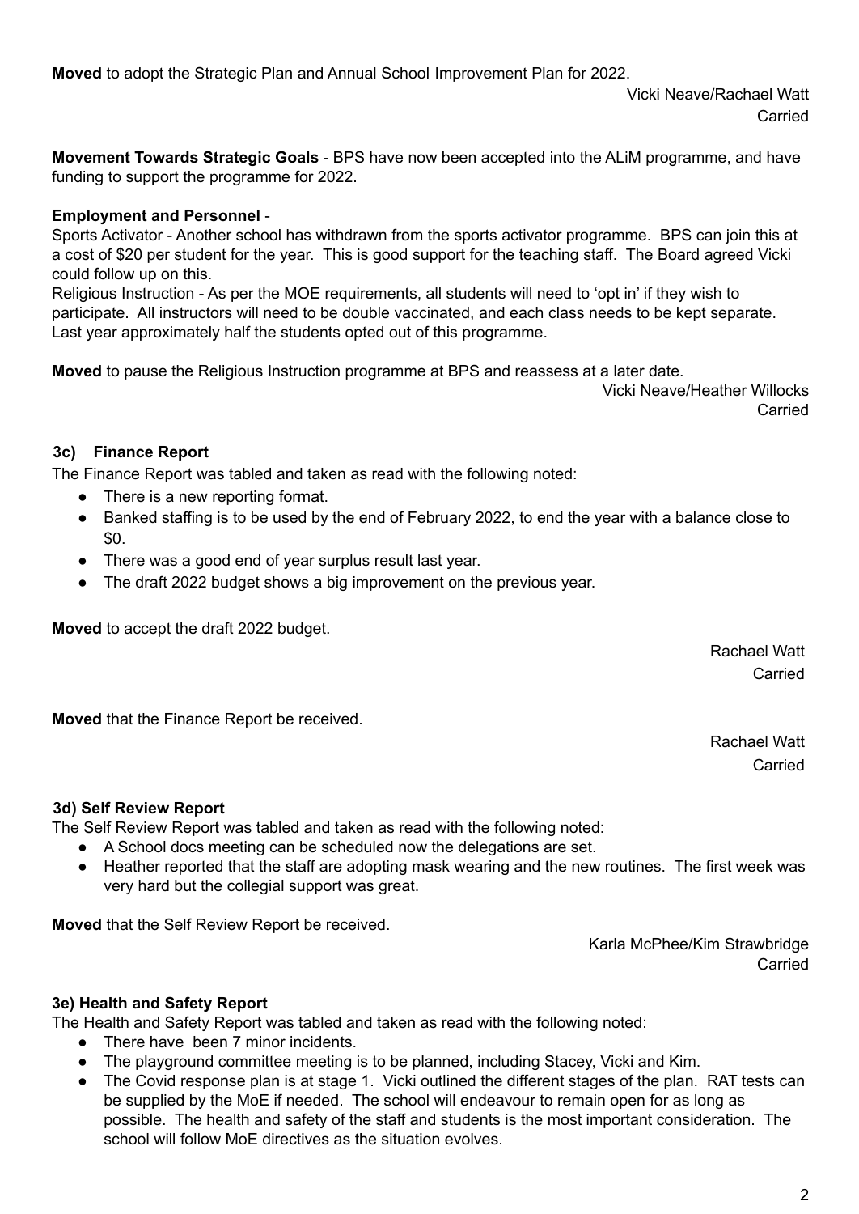**Moved** to adopt the Strategic Plan and Annual School Improvement Plan for 2022.

Vicki Neave/Rachael Watt
Carried

**Movement Towards Strategic Goals** - BPS have now been accepted into the ALiM programme, and have funding to support the programme for 2022.

**Employment and Personnel** -

Sports Activator - Another school has withdrawn from the sports activator programme. BPS can join this at a cost of $20 per student for the year. This is good support for the teaching staff. The Board agreed Vicki could follow up on this.

Religious Instruction - As per the MOE requirements, all students will need to 'opt in' if they wish to participate. All instructors will need to be double vaccinated, and each class needs to be kept separate. Last year approximately half the students opted out of this programme.

**Moved** to pause the Religious Instruction programme at BPS and reassess at a later date.

Vicki Neave/Heather Willocks
Carried

### 3c) Finance Report

The Finance Report was tabled and taken as read with the following noted:

- There is a new reporting format.
- Banked staffing is to be used by the end of February 2022, to end the year with a balance close to $0.
- There was a good end of year surplus result last year.
- The draft 2022 budget shows a big improvement on the previous year.

**Moved** to accept the draft 2022 budget.

Rachael Watt
Carried

**Moved** that the Finance Report be received.

Rachael Watt
Carried

### 3d) Self Review Report

The Self Review Report was tabled and taken as read with the following noted:

- A School docs meeting can be scheduled now the delegations are set.
- Heather reported that the staff are adopting mask wearing and the new routines. The first week was very hard but the collegial support was great.

**Moved** that the Self Review Report be received.

Karla McPhee/Kim Strawbridge
Carried

### 3e) Health and Safety Report

The Health and Safety Report was tabled and taken as read with the following noted:

- There have been 7 minor incidents.
- The playground committee meeting is to be planned, including Stacey, Vicki and Kim.
- The Covid response plan is at stage 1. Vicki outlined the different stages of the plan. RAT tests can be supplied by the MoE if needed. The school will endeavour to remain open for as long as possible. The health and safety of the staff and students is the most important consideration. The school will follow MoE directives as the situation evolves.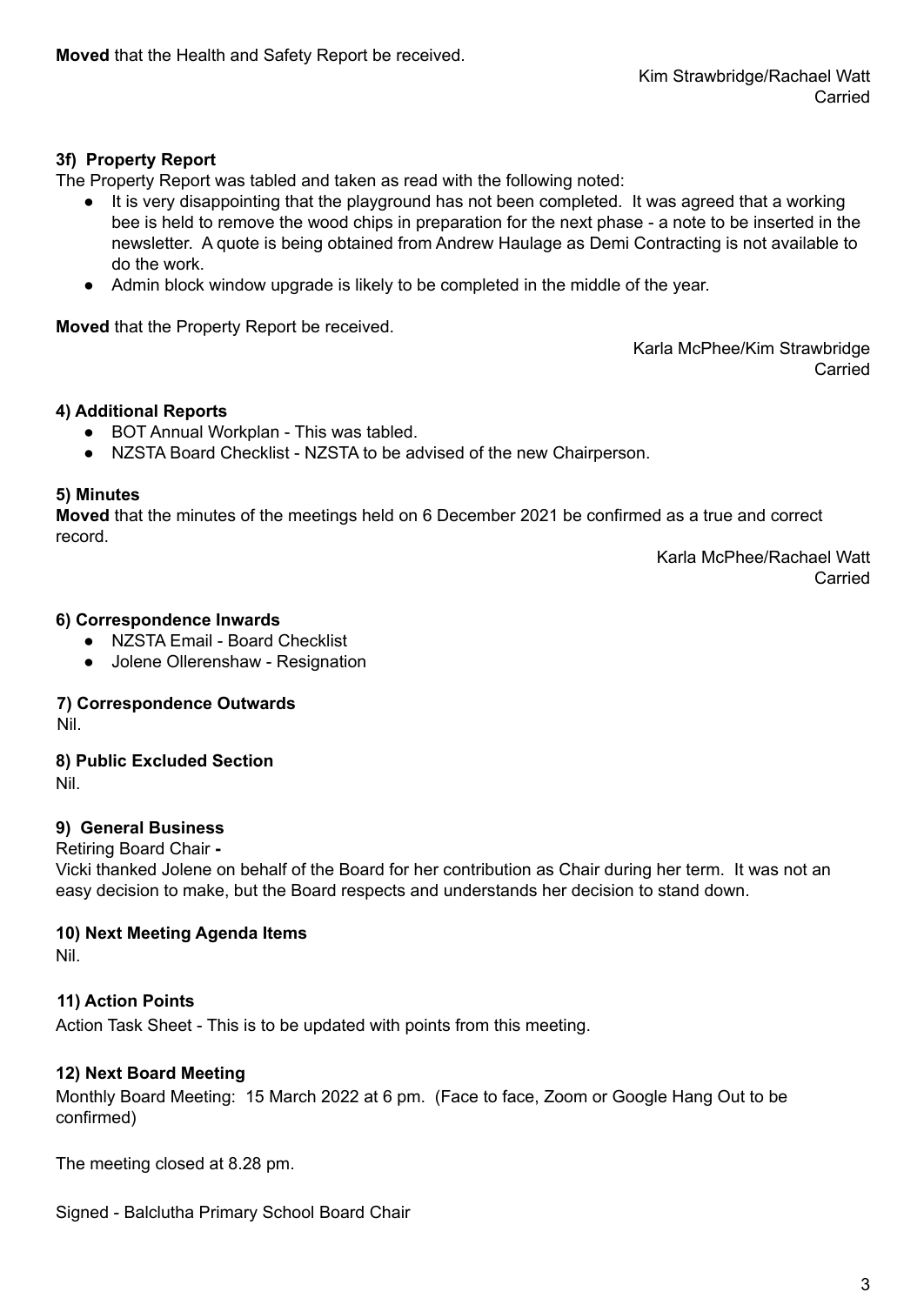**Moved** that the Health and Safety Report be received.

Kim Strawbridge/Rachael Watt
Carried

**3f) Property Report**

The Property Report was tabled and taken as read with the following noted:

- It is very disappointing that the playground has not been completed. It was agreed that a working bee is held to remove the wood chips in preparation for the next phase - a note to be inserted in the newsletter. A quote is being obtained from Andrew Haulage as Demi Contracting is not available to do the work.
- Admin block window upgrade is likely to be completed in the middle of the year.

**Moved** that the Property Report be received.

Karla McPhee/Kim Strawbridge
Carried

**4) Additional Reports**

- BOT Annual Workplan - This was tabled.
- NZSTA Board Checklist - NZSTA to be advised of the new Chairperson.

**5) Minutes**

**Moved** that the minutes of the meetings held on 6 December 2021 be confirmed as a true and correct record.

Karla McPhee/Rachael Watt
Carried

**6) Correspondence Inwards**

- NZSTA Email - Board Checklist
- Jolene Ollerenshaw - Resignation

**7) Correspondence Outwards**

Nil.

**8) Public Excluded Section**

Nil.

**9) General Business**

Retiring Board Chair **-**

Vicki thanked Jolene on behalf of the Board for her contribution as Chair during her term. It was not an easy decision to make, but the Board respects and understands her decision to stand down.

**10) Next Meeting Agenda Items**

Nil.

**11) Action Points**

Action Task Sheet - This is to be updated with points from this meeting.

**12) Next Board Meeting**

Monthly Board Meeting: 15 March 2022 at 6 pm. (Face to face, Zoom or Google Hang Out to be confirmed)

The meeting closed at 8.28 pm.

Signed - Balclutha Primary School Board Chair